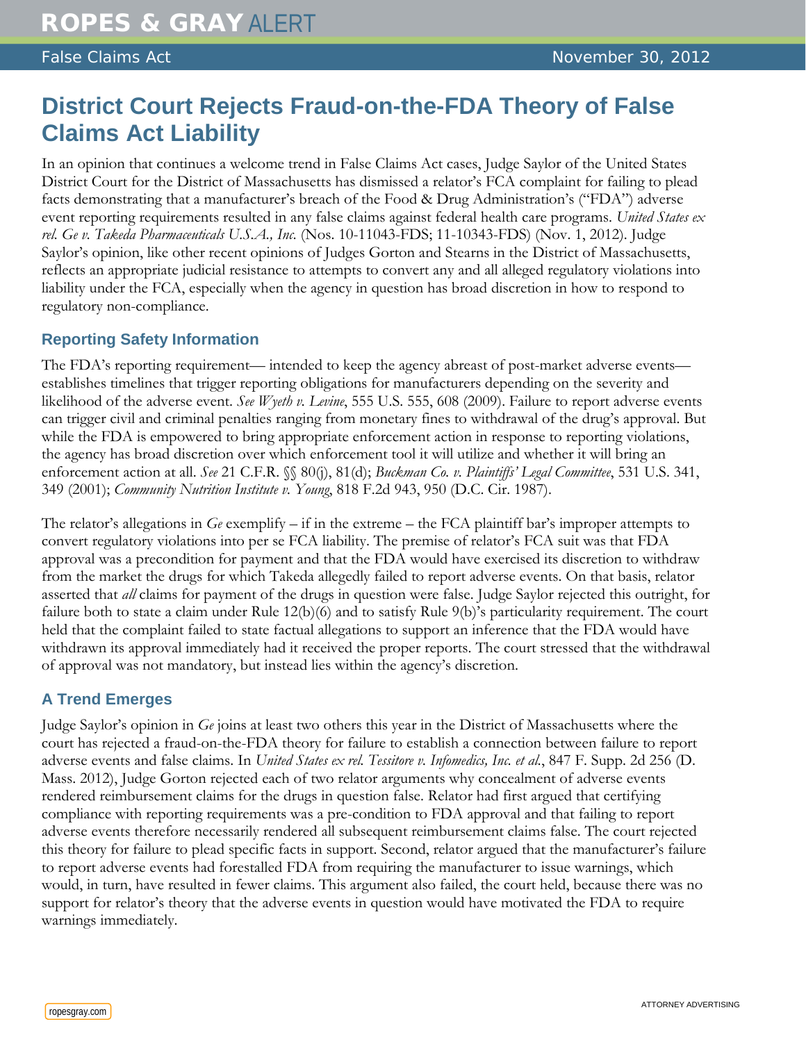ROPES & GRAY ALERT

False Claims Act | November 30, 2012

# District Court Rejects Fraud-on-the-FDA Theory of False Claims Act Liability

In an opinion that continues a welcome trend in False Claims Act cases, Judge Saylor of the United States District Court for the District of Massachusetts has dismissed a relator's FCA complaint for failing to plead facts demonstrating that a manufacturer's breach of the Food & Drug Administration's ("FDA") adverse event reporting requirements resulted in any false claims against federal health care programs. *United States ex rel. Ge v. Takeda Pharmaceuticals U.S.A., Inc.* (Nos. 10-11043-FDS; 11-10343-FDS) (Nov. 1, 2012). Judge Saylor's opinion, like other recent opinions of Judges Gorton and Stearns in the District of Massachusetts, reflects an appropriate judicial resistance to attempts to convert any and all alleged regulatory violations into liability under the FCA, especially when the agency in question has broad discretion in how to respond to regulatory non-compliance.

## Reporting Safety Information

The FDA's reporting requirement— intended to keep the agency abreast of post-market adverse events—establishes timelines that trigger reporting obligations for manufacturers depending on the severity and likelihood of the adverse event. *See Wyeth v. Levine*, 555 U.S. 555, 608 (2009). Failure to report adverse events can trigger civil and criminal penalties ranging from monetary fines to withdrawal of the drug's approval. But while the FDA is empowered to bring appropriate enforcement action in response to reporting violations, the agency has broad discretion over which enforcement tool it will utilize and whether it will bring an enforcement action at all. *See* 21 C.F.R. §§ 80(j), 81(d); *Buckman Co. v. Plaintiffs' Legal Committee*, 531 U.S. 341, 349 (2001); *Community Nutrition Institute v. Young*, 818 F.2d 943, 950 (D.C. Cir. 1987).

The relator's allegations in *Ge* exemplify – if in the extreme – the FCA plaintiff bar's improper attempts to convert regulatory violations into per se FCA liability. The premise of relator's FCA suit was that FDA approval was a precondition for payment and that the FDA would have exercised its discretion to withdraw from the market the drugs for which Takeda allegedly failed to report adverse events. On that basis, relator asserted that *all* claims for payment of the drugs in question were false. Judge Saylor rejected this outright, for failure both to state a claim under Rule 12(b)(6) and to satisfy Rule 9(b)'s particularity requirement. The court held that the complaint failed to state factual allegations to support an inference that the FDA would have withdrawn its approval immediately had it received the proper reports. The court stressed that the withdrawal of approval was not mandatory, but instead lies within the agency's discretion.

## A Trend Emerges

Judge Saylor's opinion in *Ge* joins at least two others this year in the District of Massachusetts where the court has rejected a fraud-on-the-FDA theory for failure to establish a connection between failure to report adverse events and false claims. In *United States ex rel. Tessitore v. Infomedics, Inc. et al.*, 847 F. Supp. 2d 256 (D. Mass. 2012), Judge Gorton rejected each of two relator arguments why concealment of adverse events rendered reimbursement claims for the drugs in question false. Relator had first argued that certifying compliance with reporting requirements was a pre-condition to FDA approval and that failing to report adverse events therefore necessarily rendered all subsequent reimbursement claims false. The court rejected this theory for failure to plead specific facts in support. Second, relator argued that the manufacturer's failure to report adverse events had forestalled FDA from requiring the manufacturer to issue warnings, which would, in turn, have resulted in fewer claims. This argument also failed, the court held, because there was no support for relator's theory that the adverse events in question would have motivated the FDA to require warnings immediately.

ropesgray.com

ATTORNEY ADVERTISING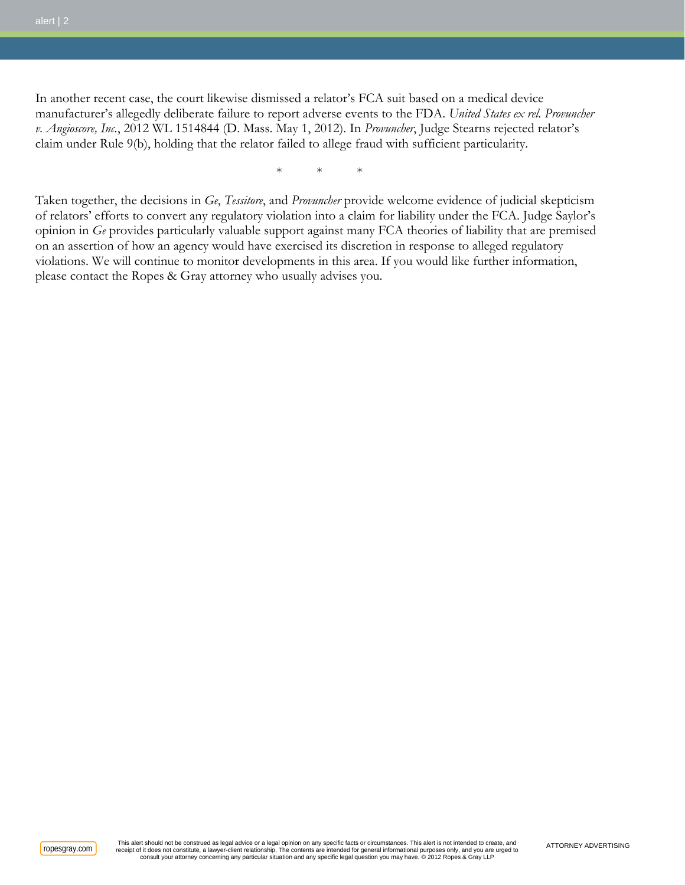In another recent case, the court likewise dismissed a relator's FCA suit based on a medical device manufacturer's allegedly deliberate failure to report adverse events to the FDA. *United States ex rel. Provuncher v. Angioscore, Inc.*, 2012 WL 1514844 (D. Mass. May 1, 2012). In *Provuncher*, Judge Stearns rejected relator's claim under Rule 9(b), holding that the relator failed to allege fraud with sufficient particularity.

\* \* \*

Taken together, the decisions in *Ge*, *Tessitore*, and *Provuncher* provide welcome evidence of judicial skepticism of relators' efforts to convert any regulatory violation into a claim for liability under the FCA. Judge Saylor's opinion in *Ge* provides particularly valuable support against many FCA theories of liability that are premised on an assertion of how an agency would have exercised its discretion in response to alleged regulatory violations. We will continue to monitor developments in this area. If you would like further information, please contact the Ropes & Gray attorney who usually advises you.

This alert should not be construed as legal advice or a legal opinion on any specific facts or circumstances. This alert is not intended to create, and receipt of it does not constitute, a lawyer-client relationship. The contents are intended for general informational purposes only, and you are urged to consult your attorney concerning any particular situation and any specific legal question you may have. © 2012 Ropes & Gray LLP

ATTORNEY ADVERTISING